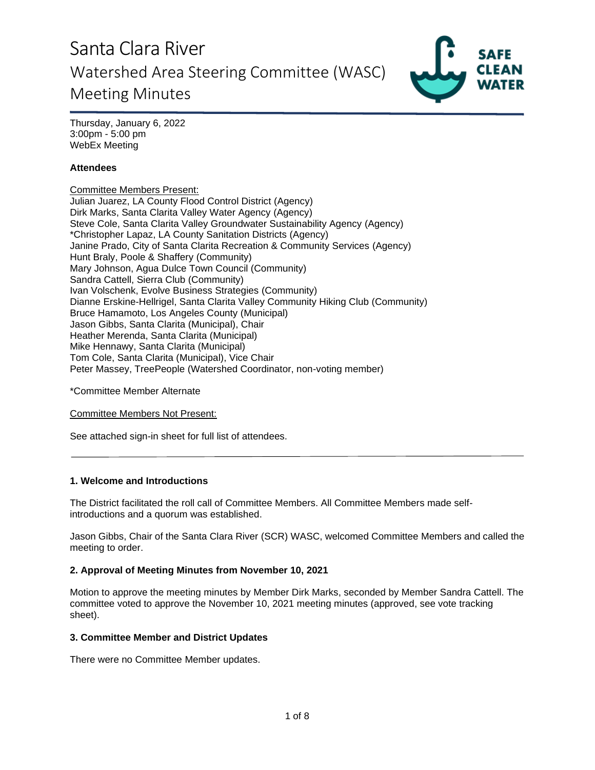# Santa Clara River Watershed Area Steering Committee (WASC) Meeting Minutes

SAFE CLEAN WATER

Thursday, January 6, 2022
3:00pm - 5:00 pm
WebEx Meeting

**Attendees**

Committee Members Present:
Julian Juarez, LA County Flood Control District (Agency)
Dirk Marks, Santa Clarita Valley Water Agency (Agency)
Steve Cole, Santa Clarita Valley Groundwater Sustainability Agency (Agency)
*Christopher Lapaz, LA County Sanitation Districts (Agency)
Janine Prado, City of Santa Clarita Recreation & Community Services (Agency)
Hunt Braly, Poole & Shaffery (Community)
Mary Johnson, Agua Dulce Town Council (Community)
Sandra Cattell, Sierra Club (Community)
Ivan Volschenk, Evolve Business Strategies (Community)
Dianne Erskine-Hellrigel, Santa Clarita Valley Community Hiking Club (Community)
Bruce Hamamoto, Los Angeles County (Municipal)
Jason Gibbs, Santa Clarita (Municipal), Chair
Heather Merenda, Santa Clarita (Municipal)
Mike Hennawy, Santa Clarita (Municipal)
Tom Cole, Santa Clarita (Municipal), Vice Chair
Peter Massey, TreePeople (Watershed Coordinator, non-voting member)

*Committee Member Alternate

Committee Members Not Present:

See attached sign-in sheet for full list of attendees.

---

### 1. Welcome and Introductions

The District facilitated the roll call of Committee Members. All Committee Members made self-introductions and a quorum was established.

Jason Gibbs, Chair of the Santa Clara River (SCR) WASC, welcomed Committee Members and called the meeting to order.

### 2. Approval of Meeting Minutes from November 10, 2021

Motion to approve the meeting minutes by Member Dirk Marks, seconded by Member Sandra Cattell. The committee voted to approve the November 10, 2021 meeting minutes (approved, see vote tracking sheet).

### 3. Committee Member and District Updates

There were no Committee Member updates.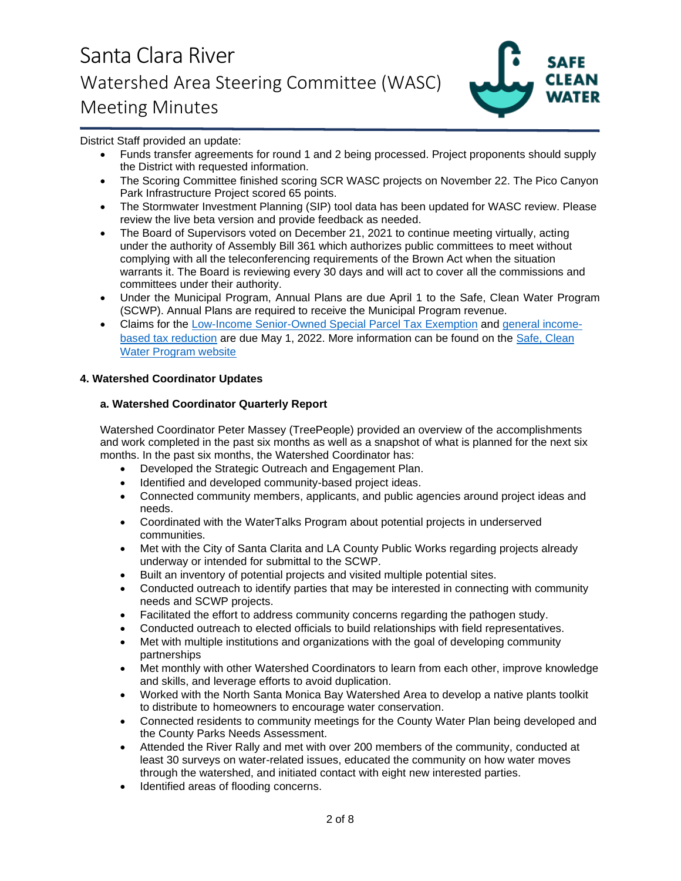District Staff provided an update:

- Funds transfer agreements for round 1 and 2 being processed. Project proponents should supply the District with requested information.
- The Scoring Committee finished scoring SCR WASC projects on November 22. The Pico Canyon Park Infrastructure Project scored 65 points.
- The Stormwater Investment Planning (SIP) tool data has been updated for WASC review. Please review the live beta version and provide feedback as needed.
- The Board of Supervisors voted on December 21, 2021 to continue meeting virtually, acting under the authority of Assembly Bill 361 which authorizes public committees to meet without complying with all the teleconferencing requirements of the Brown Act when the situation warrants it. The Board is reviewing every 30 days and will act to cover all the commissions and committees under their authority.
- Under the Municipal Program, Annual Plans are due April 1 to the Safe, Clean Water Program (SCWP). Annual Plans are required to receive the Municipal Program revenue.
- Claims for the Low-Income Senior-Owned Special Parcel Tax Exemption and general income-based tax reduction are due May 1, 2022. More information can be found on the Safe, Clean Water Program website

**4. Watershed Coordinator Updates**

**a. Watershed Coordinator Quarterly Report**

Watershed Coordinator Peter Massey (TreePeople) provided an overview of the accomplishments and work completed in the past six months as well as a snapshot of what is planned for the next six months. In the past six months, the Watershed Coordinator has:

- Developed the Strategic Outreach and Engagement Plan.
- Identified and developed community-based project ideas.
- Connected community members, applicants, and public agencies around project ideas and needs.
- Coordinated with the WaterTalks Program about potential projects in underserved communities.
- Met with the City of Santa Clarita and LA County Public Works regarding projects already underway or intended for submittal to the SCWP.
- Built an inventory of potential projects and visited multiple potential sites.
- Conducted outreach to identify parties that may be interested in connecting with community needs and SCWP projects.
- Facilitated the effort to address community concerns regarding the pathogen study.
- Conducted outreach to elected officials to build relationships with field representatives.
- Met with multiple institutions and organizations with the goal of developing community partnerships
- Met monthly with other Watershed Coordinators to learn from each other, improve knowledge and skills, and leverage efforts to avoid duplication.
- Worked with the North Santa Monica Bay Watershed Area to develop a native plants toolkit to distribute to homeowners to encourage water conservation.
- Connected residents to community meetings for the County Water Plan being developed and the County Parks Needs Assessment.
- Attended the River Rally and met with over 200 members of the community, conducted at least 30 surveys on water-related issues, educated the community on how water moves through the watershed, and initiated contact with eight new interested parties.
- Identified areas of flooding concerns.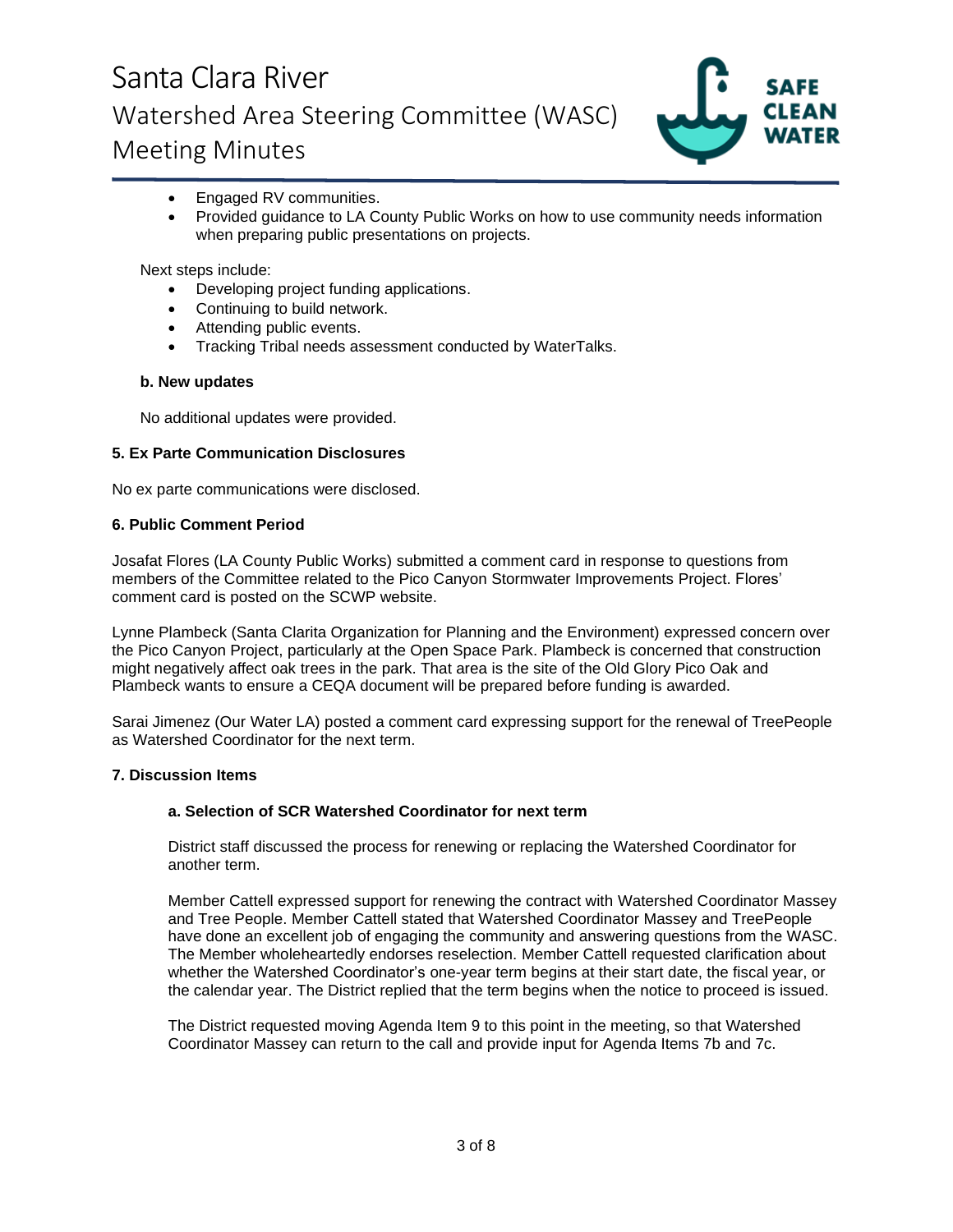- Engaged RV communities.
- Provided guidance to LA County Public Works on how to use community needs information when preparing public presentations on projects.

Next steps include:

- Developing project funding applications.
- Continuing to build network.
- Attending public events.
- Tracking Tribal needs assessment conducted by WaterTalks.

**b. New updates**

No additional updates were provided.

**5. Ex Parte Communication Disclosures**

No ex parte communications were disclosed.

**6. Public Comment Period**

Josafat Flores (LA County Public Works) submitted a comment card in response to questions from members of the Committee related to the Pico Canyon Stormwater Improvements Project. Flores' comment card is posted on the SCWP website.

Lynne Plambeck (Santa Clarita Organization for Planning and the Environment) expressed concern over the Pico Canyon Project, particularly at the Open Space Park. Plambeck is concerned that construction might negatively affect oak trees in the park. That area is the site of the Old Glory Pico Oak and Plambeck wants to ensure a CEQA document will be prepared before funding is awarded.

Sarai Jimenez (Our Water LA) posted a comment card expressing support for the renewal of TreePeople as Watershed Coordinator for the next term.

**7. Discussion Items**

**a. Selection of SCR Watershed Coordinator for next term**

District staff discussed the process for renewing or replacing the Watershed Coordinator for another term.

Member Cattell expressed support for renewing the contract with Watershed Coordinator Massey and Tree People. Member Cattell stated that Watershed Coordinator Massey and TreePeople have done an excellent job of engaging the community and answering questions from the WASC. The Member wholeheartedly endorses reselection. Member Cattell requested clarification about whether the Watershed Coordinator's one-year term begins at their start date, the fiscal year, or the calendar year. The District replied that the term begins when the notice to proceed is issued.

The District requested moving Agenda Item 9 to this point in the meeting, so that Watershed Coordinator Massey can return to the call and provide input for Agenda Items 7b and 7c.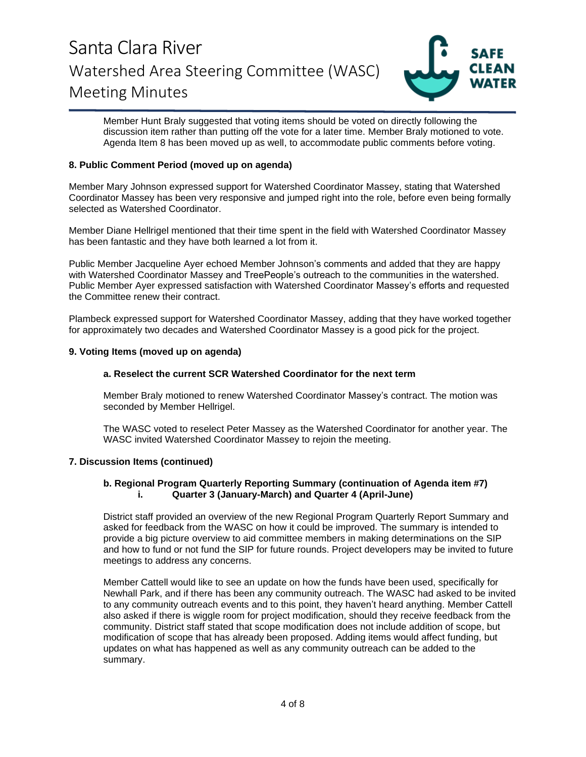Member Hunt Braly suggested that voting items should be voted on directly following the discussion item rather than putting off the vote for a later time. Member Braly motioned to vote. Agenda Item 8 has been moved up as well, to accommodate public comments before voting.

**8. Public Comment Period (moved up on agenda)**

Member Mary Johnson expressed support for Watershed Coordinator Massey, stating that Watershed Coordinator Massey has been very responsive and jumped right into the role, before even being formally selected as Watershed Coordinator.

Member Diane Hellrigel mentioned that their time spent in the field with Watershed Coordinator Massey has been fantastic and they have both learned a lot from it.

Public Member Jacqueline Ayer echoed Member Johnson's comments and added that they are happy with Watershed Coordinator Massey and TreePeople's outreach to the communities in the watershed. Public Member Ayer expressed satisfaction with Watershed Coordinator Massey's efforts and requested the Committee renew their contract.

Plambeck expressed support for Watershed Coordinator Massey, adding that they have worked together for approximately two decades and Watershed Coordinator Massey is a good pick for the project.

**9. Voting Items (moved up on agenda)**

**a. Reselect the current SCR Watershed Coordinator for the next term**

Member Braly motioned to renew Watershed Coordinator Massey's contract. The motion was seconded by Member Hellrigel.

The WASC voted to reselect Peter Massey as the Watershed Coordinator for another year. The WASC invited Watershed Coordinator Massey to rejoin the meeting.

**7. Discussion Items (continued)**

**b. Regional Program Quarterly Reporting Summary (continuation of Agenda item #7)**
**i. Quarter 3 (January-March) and Quarter 4 (April-June)**

District staff provided an overview of the new Regional Program Quarterly Report Summary and asked for feedback from the WASC on how it could be improved. The summary is intended to provide a big picture overview to aid committee members in making determinations on the SIP and how to fund or not fund the SIP for future rounds. Project developers may be invited to future meetings to address any concerns.

Member Cattell would like to see an update on how the funds have been used, specifically for Newhall Park, and if there has been any community outreach. The WASC had asked to be invited to any community outreach events and to this point, they haven't heard anything. Member Cattell also asked if there is wiggle room for project modification, should they receive feedback from the community. District staff stated that scope modification does not include addition of scope, but modification of scope that has already been proposed. Adding items would affect funding, but updates on what has happened as well as any community outreach can be added to the summary.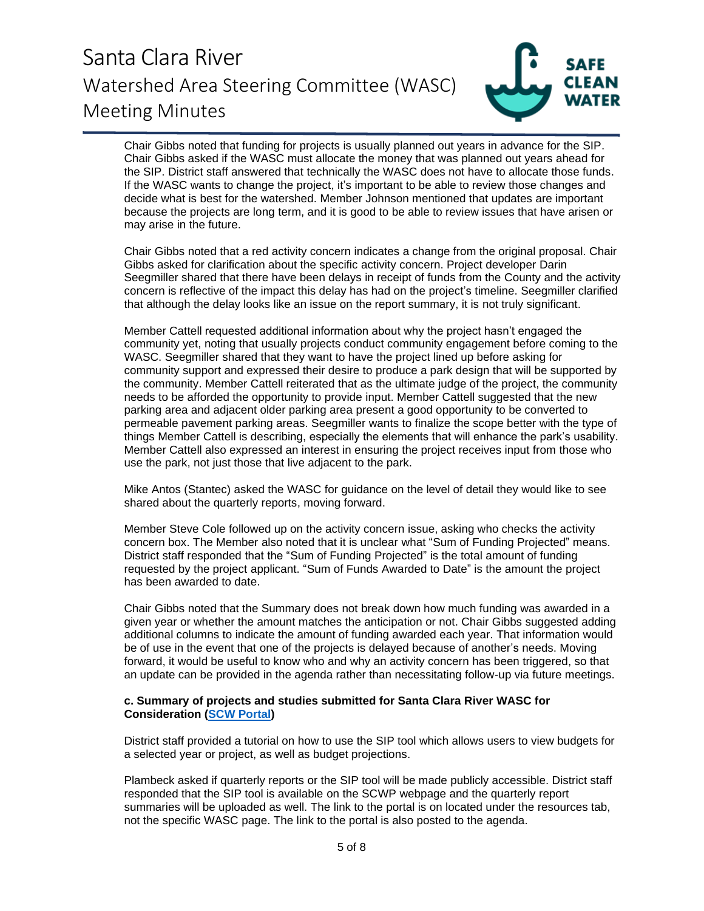Chair Gibbs noted that funding for projects is usually planned out years in advance for the SIP. Chair Gibbs asked if the WASC must allocate the money that was planned out years ahead for the SIP. District staff answered that technically the WASC does not have to allocate those funds. If the WASC wants to change the project, it's important to be able to review those changes and decide what is best for the watershed. Member Johnson mentioned that updates are important because the projects are long term, and it is good to be able to review issues that have arisen or may arise in the future.

Chair Gibbs noted that a red activity concern indicates a change from the original proposal. Chair Gibbs asked for clarification about the specific activity concern. Project developer Darin Seegmiller shared that there have been delays in receipt of funds from the County and the activity concern is reflective of the impact this delay has had on the project's timeline. Seegmiller clarified that although the delay looks like an issue on the report summary, it is not truly significant.

Member Cattell requested additional information about why the project hasn't engaged the community yet, noting that usually projects conduct community engagement before coming to the WASC. Seegmiller shared that they want to have the project lined up before asking for community support and expressed their desire to produce a park design that will be supported by the community. Member Cattell reiterated that as the ultimate judge of the project, the community needs to be afforded the opportunity to provide input. Member Cattell suggested that the new parking area and adjacent older parking area present a good opportunity to be converted to permeable pavement parking areas. Seegmiller wants to finalize the scope better with the type of things Member Cattell is describing, especially the elements that will enhance the park's usability. Member Cattell also expressed an interest in ensuring the project receives input from those who use the park, not just those that live adjacent to the park.

Mike Antos (Stantec) asked the WASC for guidance on the level of detail they would like to see shared about the quarterly reports, moving forward.

Member Steve Cole followed up on the activity concern issue, asking who checks the activity concern box. The Member also noted that it is unclear what "Sum of Funding Projected" means. District staff responded that the "Sum of Funding Projected" is the total amount of funding requested by the project applicant. "Sum of Funds Awarded to Date" is the amount the project has been awarded to date.

Chair Gibbs noted that the Summary does not break down how much funding was awarded in a given year or whether the amount matches the anticipation or not. Chair Gibbs suggested adding additional columns to indicate the amount of funding awarded each year. That information would be of use in the event that one of the projects is delayed because of another's needs. Moving forward, it would be useful to know who and why an activity concern has been triggered, so that an update can be provided in the agenda rather than necessitating follow-up via future meetings.

**c. Summary of projects and studies submitted for Santa Clara River WASC for Consideration ([SCW Portal])**

District staff provided a tutorial on how to use the SIP tool which allows users to view budgets for a selected year or project, as well as budget projections.

Plambeck asked if quarterly reports or the SIP tool will be made publicly accessible. District staff responded that the SIP tool is available on the SCWP webpage and the quarterly report summaries will be uploaded as well. The link to the portal is on located under the resources tab, not the specific WASC page. The link to the portal is also posted to the agenda.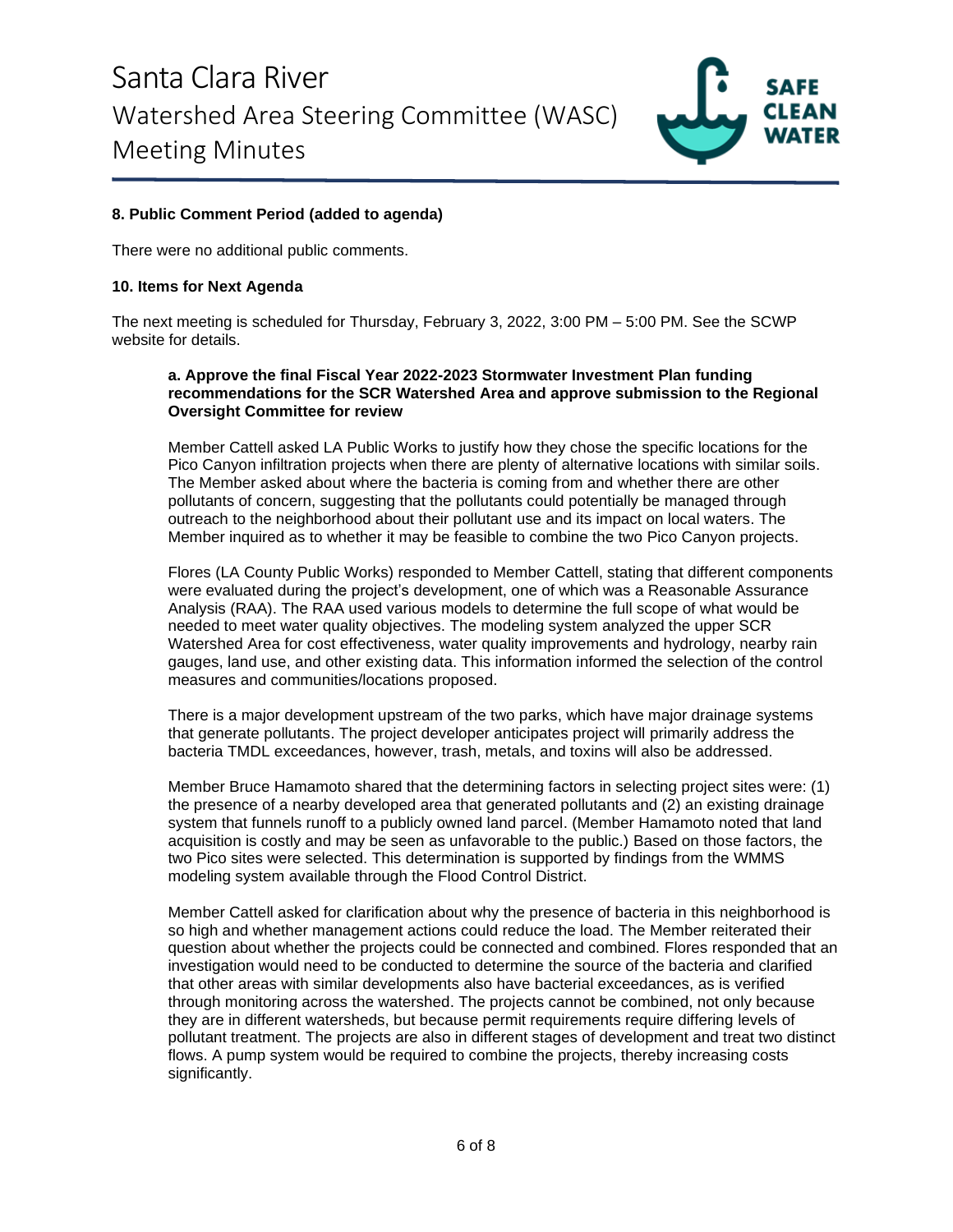**8. Public Comment Period (added to agenda)**

There were no additional public comments.

**10. Items for Next Agenda**

The next meeting is scheduled for Thursday, February 3, 2022, 3:00 PM – 5:00 PM. See the SCWP website for details.

**a. Approve the final Fiscal Year 2022-2023 Stormwater Investment Plan funding recommendations for the SCR Watershed Area and approve submission to the Regional Oversight Committee for review**

Member Cattell asked LA Public Works to justify how they chose the specific locations for the Pico Canyon infiltration projects when there are plenty of alternative locations with similar soils. The Member asked about where the bacteria is coming from and whether there are other pollutants of concern, suggesting that the pollutants could potentially be managed through outreach to the neighborhood about their pollutant use and its impact on local waters. The Member inquired as to whether it may be feasible to combine the two Pico Canyon projects.

Flores (LA County Public Works) responded to Member Cattell, stating that different components were evaluated during the project's development, one of which was a Reasonable Assurance Analysis (RAA). The RAA used various models to determine the full scope of what would be needed to meet water quality objectives. The modeling system analyzed the upper SCR Watershed Area for cost effectiveness, water quality improvements and hydrology, nearby rain gauges, land use, and other existing data. This information informed the selection of the control measures and communities/locations proposed.

There is a major development upstream of the two parks, which have major drainage systems that generate pollutants. The project developer anticipates project will primarily address the bacteria TMDL exceedances, however, trash, metals, and toxins will also be addressed.

Member Bruce Hamamoto shared that the determining factors in selecting project sites were: (1) the presence of a nearby developed area that generated pollutants and (2) an existing drainage system that funnels runoff to a publicly owned land parcel. (Member Hamamoto noted that land acquisition is costly and may be seen as unfavorable to the public.) Based on those factors, the two Pico sites were selected. This determination is supported by findings from the WMMS modeling system available through the Flood Control District.

Member Cattell asked for clarification about why the presence of bacteria in this neighborhood is so high and whether management actions could reduce the load. The Member reiterated their question about whether the projects could be connected and combined. Flores responded that an investigation would need to be conducted to determine the source of the bacteria and clarified that other areas with similar developments also have bacterial exceedances, as is verified through monitoring across the watershed. The projects cannot be combined, not only because they are in different watersheds, but because permit requirements require differing levels of pollutant treatment. The projects are also in different stages of development and treat two distinct flows. A pump system would be required to combine the projects, thereby increasing costs significantly.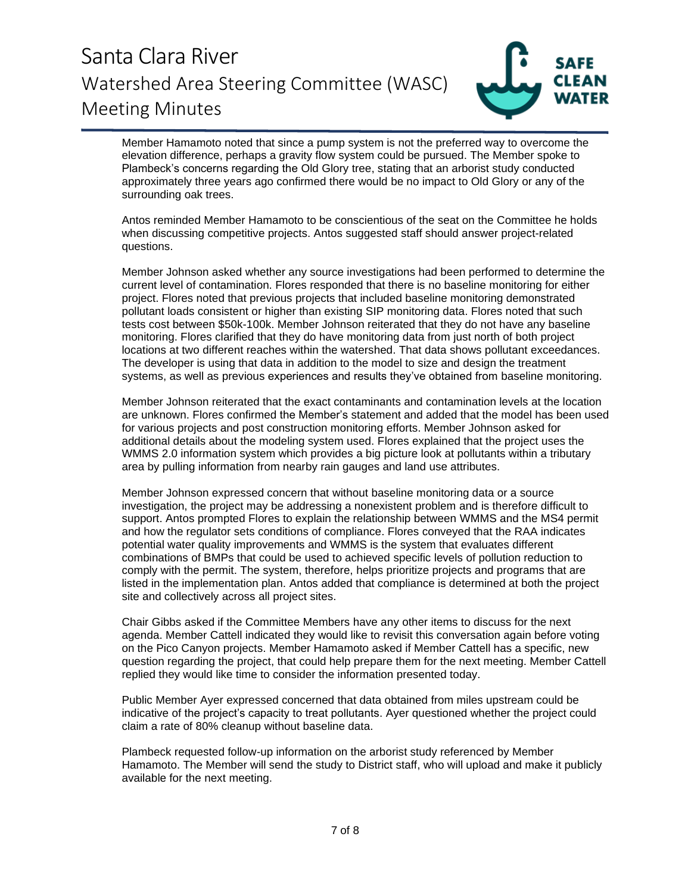Member Hamamoto noted that since a pump system is not the preferred way to overcome the elevation difference, perhaps a gravity flow system could be pursued. The Member spoke to Plambeck's concerns regarding the Old Glory tree, stating that an arborist study conducted approximately three years ago confirmed there would be no impact to Old Glory or any of the surrounding oak trees.

Antos reminded Member Hamamoto to be conscientious of the seat on the Committee he holds when discussing competitive projects. Antos suggested staff should answer project-related questions.

Member Johnson asked whether any source investigations had been performed to determine the current level of contamination. Flores responded that there is no baseline monitoring for either project. Flores noted that previous projects that included baseline monitoring demonstrated pollutant loads consistent or higher than existing SIP monitoring data. Flores noted that such tests cost between $50k-100k. Member Johnson reiterated that they do not have any baseline monitoring. Flores clarified that they do have monitoring data from just north of both project locations at two different reaches within the watershed. That data shows pollutant exceedances. The developer is using that data in addition to the model to size and design the treatment systems, as well as previous experiences and results they've obtained from baseline monitoring.

Member Johnson reiterated that the exact contaminants and contamination levels at the location are unknown. Flores confirmed the Member's statement and added that the model has been used for various projects and post construction monitoring efforts. Member Johnson asked for additional details about the modeling system used. Flores explained that the project uses the WMMS 2.0 information system which provides a big picture look at pollutants within a tributary area by pulling information from nearby rain gauges and land use attributes.

Member Johnson expressed concern that without baseline monitoring data or a source investigation, the project may be addressing a nonexistent problem and is therefore difficult to support. Antos prompted Flores to explain the relationship between WMMS and the MS4 permit and how the regulator sets conditions of compliance. Flores conveyed that the RAA indicates potential water quality improvements and WMMS is the system that evaluates different combinations of BMPs that could be used to achieved specific levels of pollution reduction to comply with the permit. The system, therefore, helps prioritize projects and programs that are listed in the implementation plan. Antos added that compliance is determined at both the project site and collectively across all project sites.

Chair Gibbs asked if the Committee Members have any other items to discuss for the next agenda. Member Cattell indicated they would like to revisit this conversation again before voting on the Pico Canyon projects. Member Hamamoto asked if Member Cattell has a specific, new question regarding the project, that could help prepare them for the next meeting. Member Cattell replied they would like time to consider the information presented today.

Public Member Ayer expressed concerned that data obtained from miles upstream could be indicative of the project's capacity to treat pollutants. Ayer questioned whether the project could claim a rate of 80% cleanup without baseline data.

Plambeck requested follow-up information on the arborist study referenced by Member Hamamoto. The Member will send the study to District staff, who will upload and make it publicly available for the next meeting.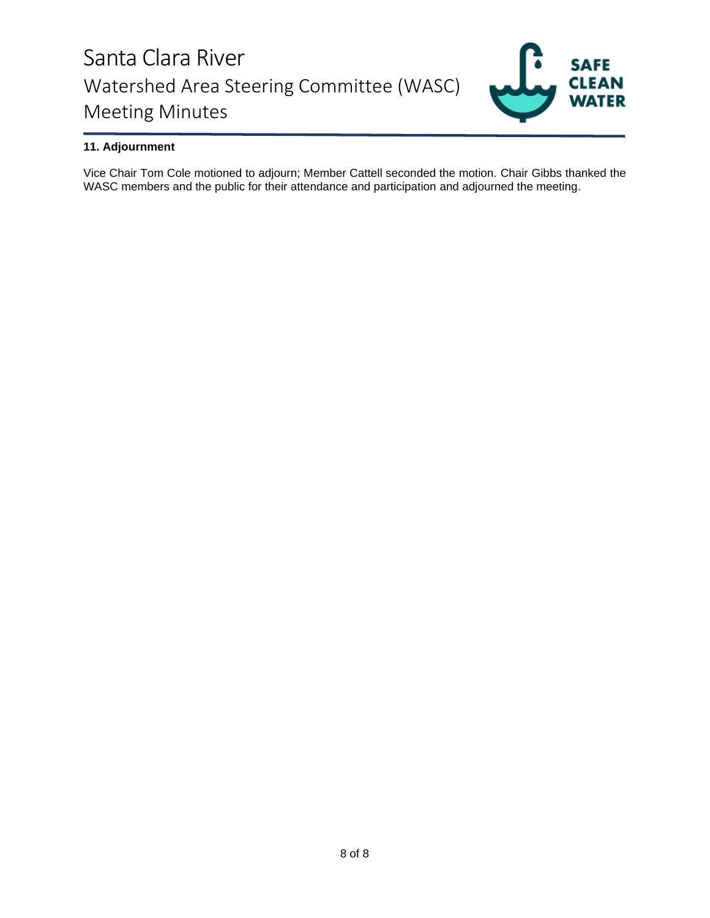**11. Adjournment**

Vice Chair Tom Cole motioned to adjourn; Member Cattell seconded the motion. Chair Gibbs thanked the WASC members and the public for their attendance and participation and adjourned the meeting.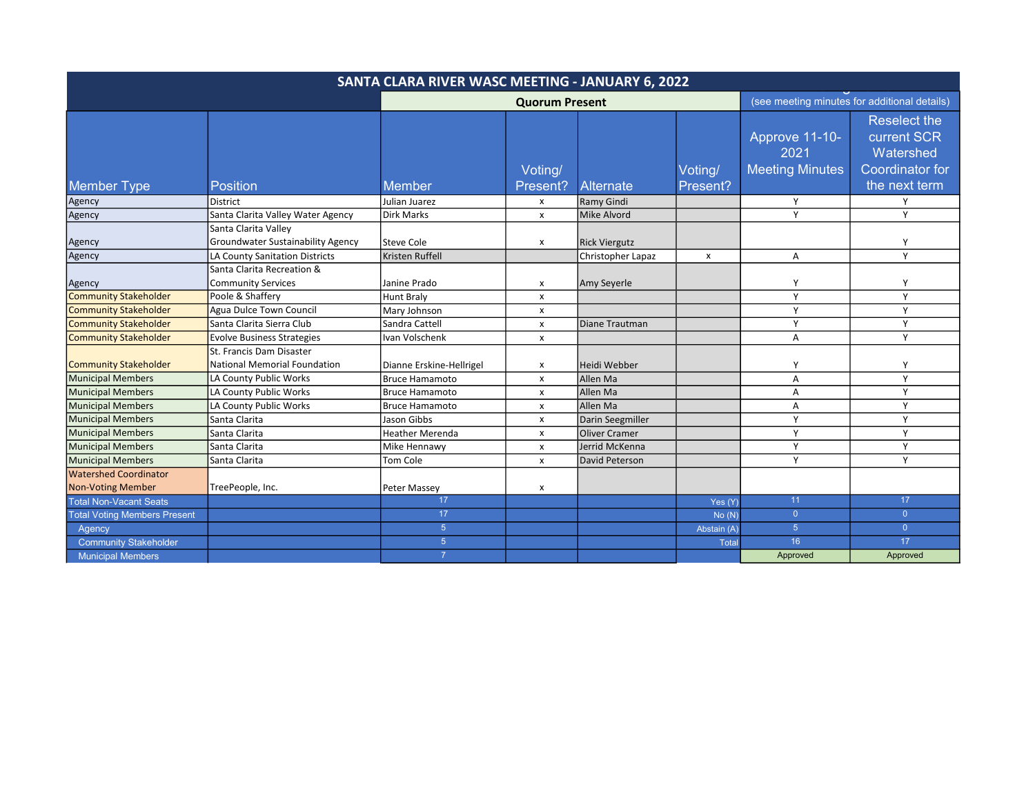# SANTA CLARA RIVER WASC MEETING - JANUARY 6, 2022

| | | Quorum Present | | | | (see meeting minutes for additional details) | |
|---|---|---|---|---|---|---|---|
| Member Type | Position | Member | Voting/ Present? | Alternate | Voting/ Present? | Approve 11-10-2021 Meeting Minutes | Reselect the current SCR Watershed Coordinator for the next term |
| Agency | District | Julian Juarez | x | Ramy Gindi | | Y | Y |
| Agency | Santa Clarita Valley Water Agency | Dirk Marks | x | Mike Alvord | | Y | Y |
| Agency | Santa Clarita Valley Groundwater Sustainability Agency | Steve Cole | x | Rick Viergutz | | | Y |
| Agency | LA County Sanitation Districts | Kristen Ruffell | | Christopher Lapaz | x | A | Y |
| Agency | Santa Clarita Recreation & Community Services | Janine Prado | x | Amy Seyerle | | Y | Y |
| Community Stakeholder | Poole & Shaffery | Hunt Braly | x | | | Y | Y |
| Community Stakeholder | Agua Dulce Town Council | Mary Johnson | x | | | Y | Y |
| Community Stakeholder | Santa Clarita Sierra Club | Sandra Cattell | x | Diane Trautman | | Y | Y |
| Community Stakeholder | Evolve Business Strategies | Ivan Volschenk | x | | | A | Y |
| Community Stakeholder | St. Francis Dam Disaster National Memorial Foundation | Dianne Erskine-Hellrigel | x | Heidi Webber | | Y | Y |
| Municipal Members | LA County Public Works | Bruce Hamamoto | x | Allen Ma | | A | Y |
| Municipal Members | LA County Public Works | Bruce Hamamoto | x | Allen Ma | | A | Y |
| Municipal Members | LA County Public Works | Bruce Hamamoto | x | Allen Ma | | A | Y |
| Municipal Members | Santa Clarita | Jason Gibbs | x | Darin Seegmiller | | Y | Y |
| Municipal Members | Santa Clarita | Heather Merenda | x | Oliver Cramer | | Y | Y |
| Municipal Members | Santa Clarita | Mike Hennawy | x | Jerrid McKenna | | Y | Y |
| Municipal Members | Santa Clarita | Tom Cole | x | David Peterson | | Y | Y |
| Watershed Coordinator Non-Voting Member | TreePeople, Inc. | Peter Massey | x | | | | |
| Total Non-Vacant Seats | | 17 | | | Yes (Y) | 11 | 17 |
| Total Voting Members Present | | 17 | | | No (N) | 0 | 0 |
| Agency | | 5 | | | Abstain (A) | 5 | 0 |
| Community Stakeholder | | 5 | | | Total | 16 | 17 |
| Municipal Members | | 7 | | | | Approved | Approved |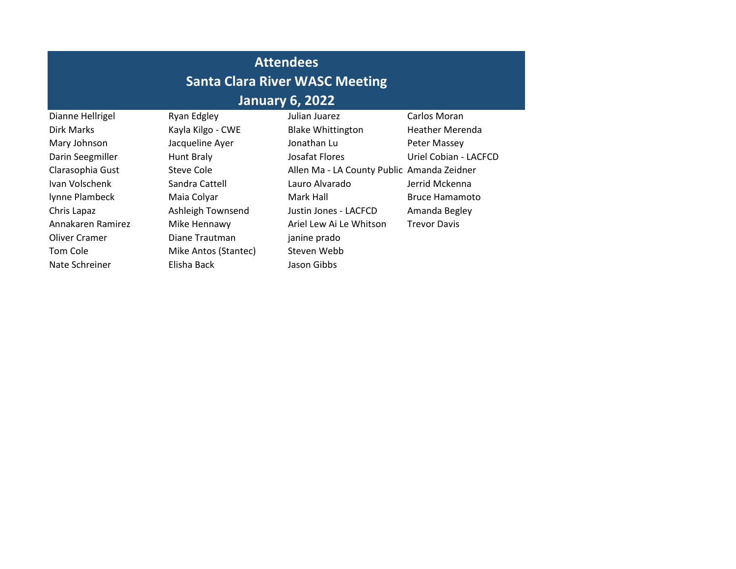# Attendees

## Santa Clara River WASC Meeting

## January 6, 2022

| | | | |
|---|---|---|---|
| Dianne Hellrigel | Ryan Edgley | Julian Juarez | Carlos Moran |
| Dirk Marks | Kayla Kilgo - CWE | Blake Whittington | Heather Merenda |
| Mary Johnson | Jacqueline Ayer | Jonathan Lu | Peter Massey |
| Darin Seegmiller | Hunt Braly | Josafat Flores | Uriel Cobian - LACFCD |
| Clarasophia Gust | Steve Cole | Allen Ma - LA County Public | Amanda Zeidner |
| Ivan Volschenk | Sandra Cattell | Lauro Alvarado | Jerrid Mckenna |
| lynne Plambeck | Maia Colyar | Mark Hall | Bruce Hamamoto |
| Chris Lapaz | Ashleigh Townsend | Justin Jones - LACFCD | Amanda Begley |
| Annakaren Ramirez | Mike Hennawy | Ariel Lew Ai Le Whitson | Trevor Davis |
| Oliver Cramer | Diane Trautman | janine prado | |
| Tom Cole | Mike Antos (Stantec) | Steven Webb | |
| Nate Schreiner | Elisha Back | Jason Gibbs | |